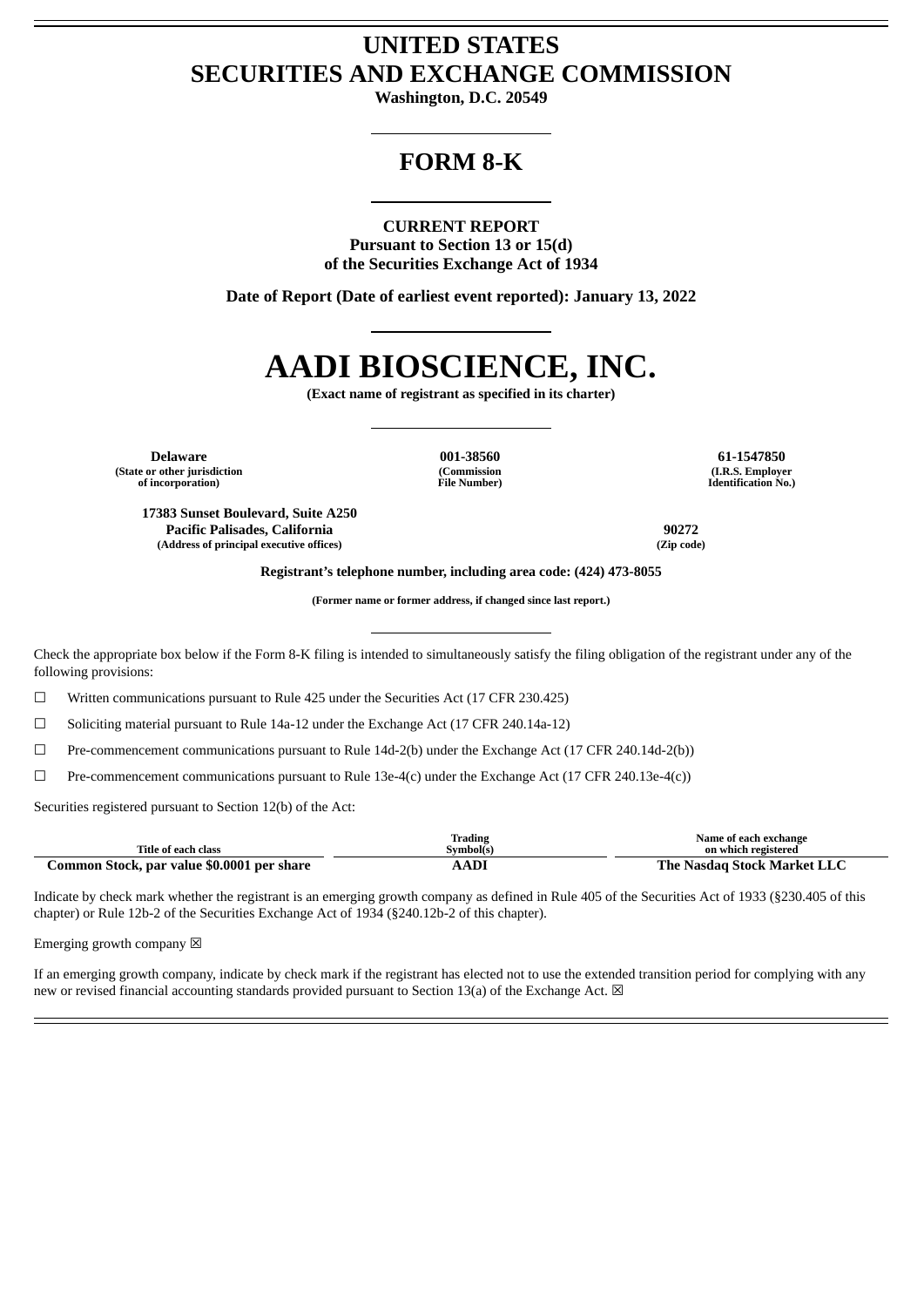# UNITED STATES
# SECURITIES AND EXCHANGE COMMISSION

**Washington, D.C. 20549**

## FORM 8-K

**CURRENT REPORT**
**Pursuant to Section 13 or 15(d)**
**of the Securities Exchange Act of 1934**

**Date of Report (Date of earliest event reported): January 13, 2022**

# AADI BIOSCIENCE, INC.

**(Exact name of registrant as specified in its charter)**

| Delaware | 001-38560 | 61-1547850 |
|---|---|---|
| (State or other jurisdiction of incorporation) | (Commission File Number) | (I.R.S. Employer Identification No.) |

| 17383 Sunset Boulevard, Suite A250 Pacific Palisades, California | 90272 |
|---|---|
| (Address of principal executive offices) | (Zip code) |

**Registrant's telephone number, including area code: (424) 473-8055**

**(Former name or former address, if changed since last report.)**

Check the appropriate box below if the Form 8-K filing is intended to simultaneously satisfy the filing obligation of the registrant under any of the following provisions:

☐ Written communications pursuant to Rule 425 under the Securities Act (17 CFR 230.425)

☐ Soliciting material pursuant to Rule 14a-12 under the Exchange Act (17 CFR 240.14a-12)

☐ Pre-commencement communications pursuant to Rule 14d-2(b) under the Exchange Act (17 CFR 240.14d-2(b))

☐ Pre-commencement communications pursuant to Rule 13e-4(c) under the Exchange Act (17 CFR 240.13e-4(c))

Securities registered pursuant to Section 12(b) of the Act:

| Title of each class | Trading Symbol(s) | Name of each exchange on which registered |
|---|---|---|
| **Common Stock, par value $0.0001 per share** | **AADI** | **The Nasdaq Stock Market LLC** |

Indicate by check mark whether the registrant is an emerging growth company as defined in Rule 405 of the Securities Act of 1933 (§230.405 of this chapter) or Rule 12b-2 of the Securities Exchange Act of 1934 (§240.12b-2 of this chapter).

Emerging growth company ☒

If an emerging growth company, indicate by check mark if the registrant has elected not to use the extended transition period for complying with any new or revised financial accounting standards provided pursuant to Section 13(a) of the Exchange Act. ☒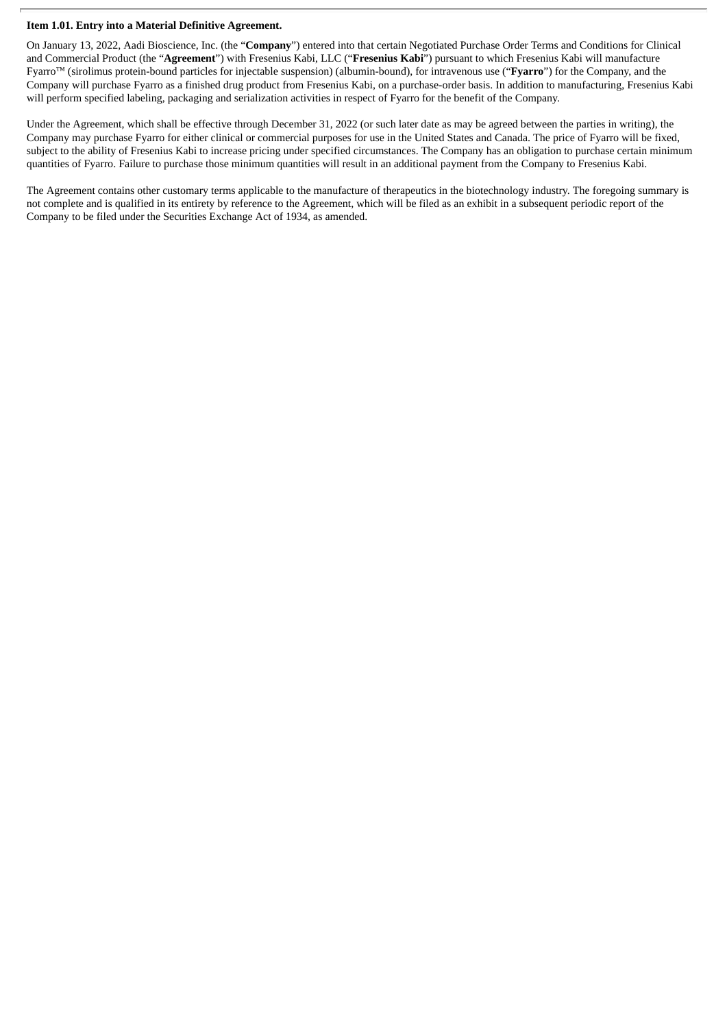**Item 1.01. Entry into a Material Definitive Agreement.**

On January 13, 2022, Aadi Bioscience, Inc. (the "**Company**") entered into that certain Negotiated Purchase Order Terms and Conditions for Clinical and Commercial Product (the "**Agreement**") with Fresenius Kabi, LLC ("**Fresenius Kabi**") pursuant to which Fresenius Kabi will manufacture Fyarro™ (sirolimus protein-bound particles for injectable suspension) (albumin-bound), for intravenous use ("**Fyarro**") for the Company, and the Company will purchase Fyarro as a finished drug product from Fresenius Kabi, on a purchase-order basis. In addition to manufacturing, Fresenius Kabi will perform specified labeling, packaging and serialization activities in respect of Fyarro for the benefit of the Company.

Under the Agreement, which shall be effective through December 31, 2022 (or such later date as may be agreed between the parties in writing), the Company may purchase Fyarro for either clinical or commercial purposes for use in the United States and Canada. The price of Fyarro will be fixed, subject to the ability of Fresenius Kabi to increase pricing under specified circumstances. The Company has an obligation to purchase certain minimum quantities of Fyarro. Failure to purchase those minimum quantities will result in an additional payment from the Company to Fresenius Kabi.

The Agreement contains other customary terms applicable to the manufacture of therapeutics in the biotechnology industry. The foregoing summary is not complete and is qualified in its entirety by reference to the Agreement, which will be filed as an exhibit in a subsequent periodic report of the Company to be filed under the Securities Exchange Act of 1934, as amended.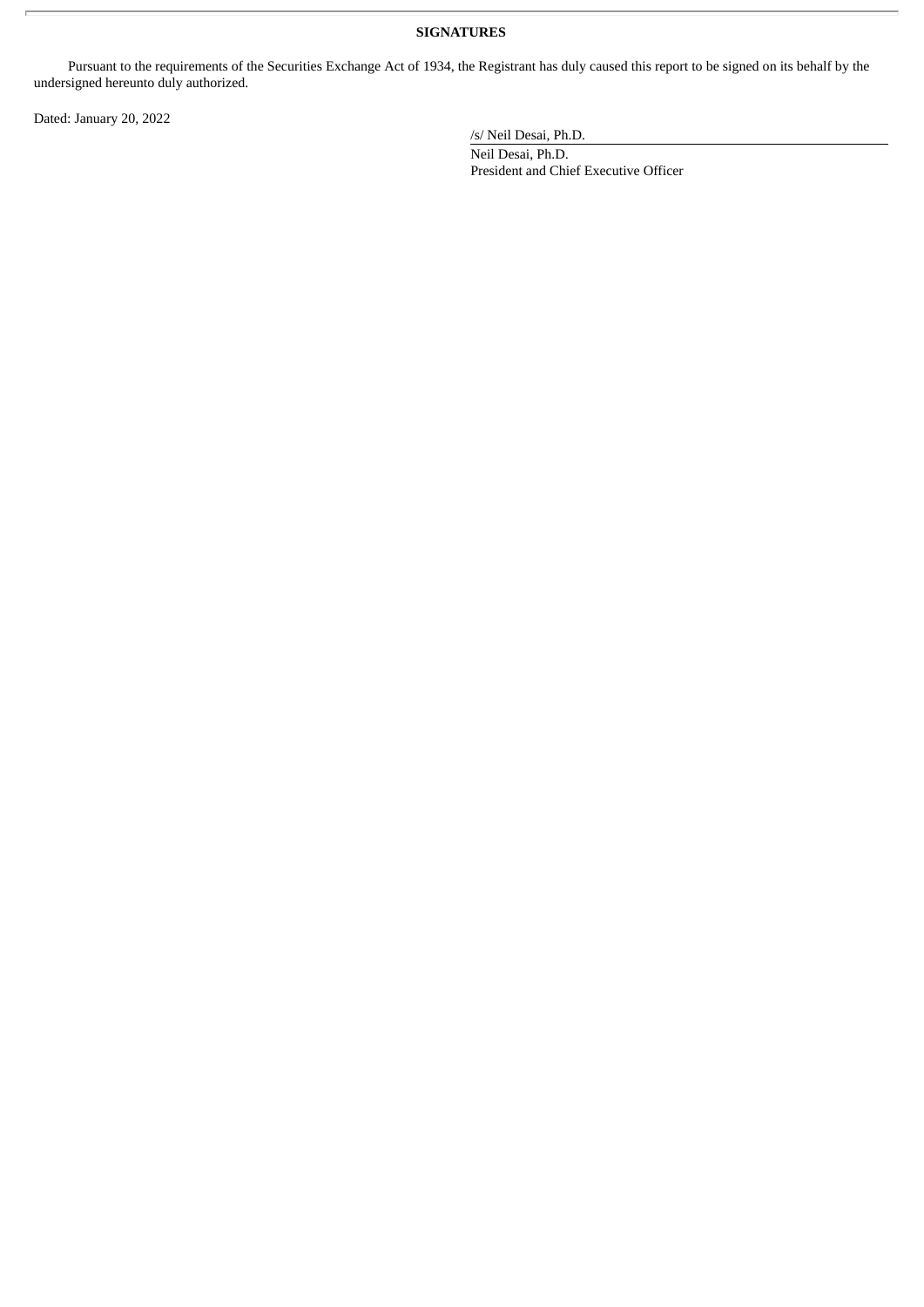**SIGNATURES**

Pursuant to the requirements of the Securities Exchange Act of 1934, the Registrant has duly caused this report to be signed on its behalf by the undersigned hereunto duly authorized.

Dated: January 20, 2022

/s/ Neil Desai, Ph.D.

Neil Desai, Ph.D.
President and Chief Executive Officer